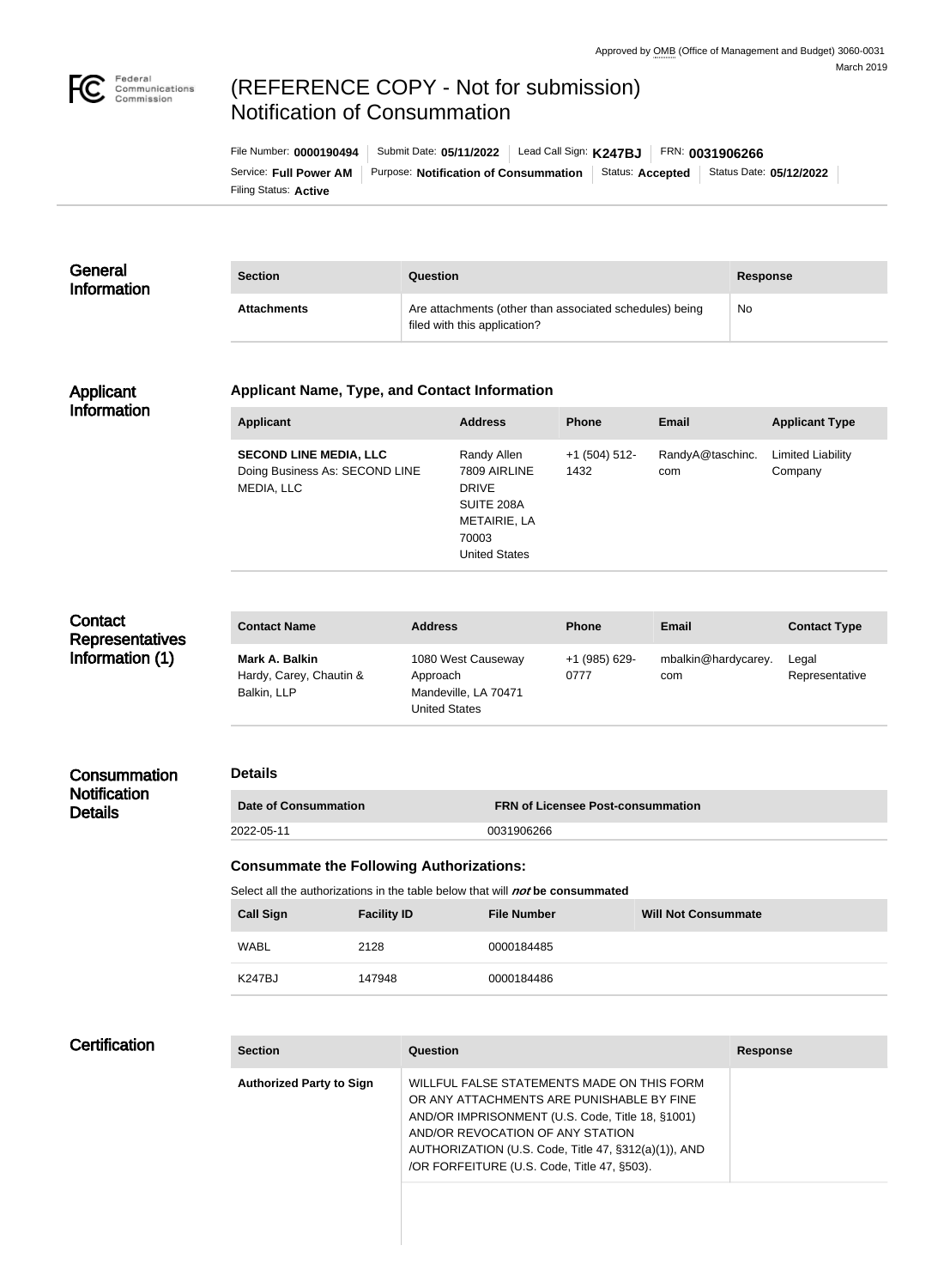Approved by OMB (Office of Management and Budget) 3060-0031
March 2019

# (REFERENCE COPY - Not for submission) Notification of Consummation

File Number: **0000190494** | Submit Date: **05/11/2022** | Lead Call Sign: **K247BJ** | FRN: **0031906266**
Service: **Full Power AM** | Purpose: **Notification of Consummation** | Status: **Accepted** | Status Date: **05/12/2022**
Filing Status: **Active**

## General Information

| Section | Question | Response |
| --- | --- | --- |
| **Attachments** | Are attachments (other than associated schedules) being filed with this application? | No |

## Applicant Information

### Applicant Name, Type, and Contact Information

| Applicant | Address | Phone | Email | Applicant Type |
| --- | --- | --- | --- | --- |
| **SECOND LINE MEDIA, LLC** Doing Business As: SECOND LINE MEDIA, LLC | Randy Allen 7809 AIRLINE DRIVE SUITE 208A METAIRIE, LA 70003 United States | +1 (504) 512-1432 | RandyA@taschinc.com | Limited Liability Company |

## Contact Representatives Information (1)

| Contact Name | Address | Phone | Email | Contact Type |
| --- | --- | --- | --- | --- |
| **Mark A. Balkin** Hardy, Carey, Chautin & Balkin, LLP | 1080 West Causeway Approach Mandeville, LA 70471 United States | +1 (985) 629-0777 | mbalkin@hardycarey.com | Legal Representative |

## Consummation Notification Details

### Details

| Date of Consummation | FRN of Licensee Post-consummation |
| --- | --- |
| 2022-05-11 | 0031906266 |

### Consummate the Following Authorizations:

Select all the authorizations in the table below that will *not* be consummated

| Call Sign | Facility ID | File Number | Will Not Consummate |
| --- | --- | --- | --- |
| WABL | 2128 | 0000184485 | |
| K247BJ | 147948 | 0000184486 | |

## Certification

| Section | Question | Response |
| --- | --- | --- |
| **Authorized Party to Sign** | WILLFUL FALSE STATEMENTS MADE ON THIS FORM OR ANY ATTACHMENTS ARE PUNISHABLE BY FINE AND/OR IMPRISONMENT (U.S. Code, Title 18, §1001) AND/OR REVOCATION OF ANY STATION AUTHORIZATION (U.S. Code, Title 47, §312(a)(1)), AND /OR FORFEITURE (U.S. Code, Title 47, §503). | |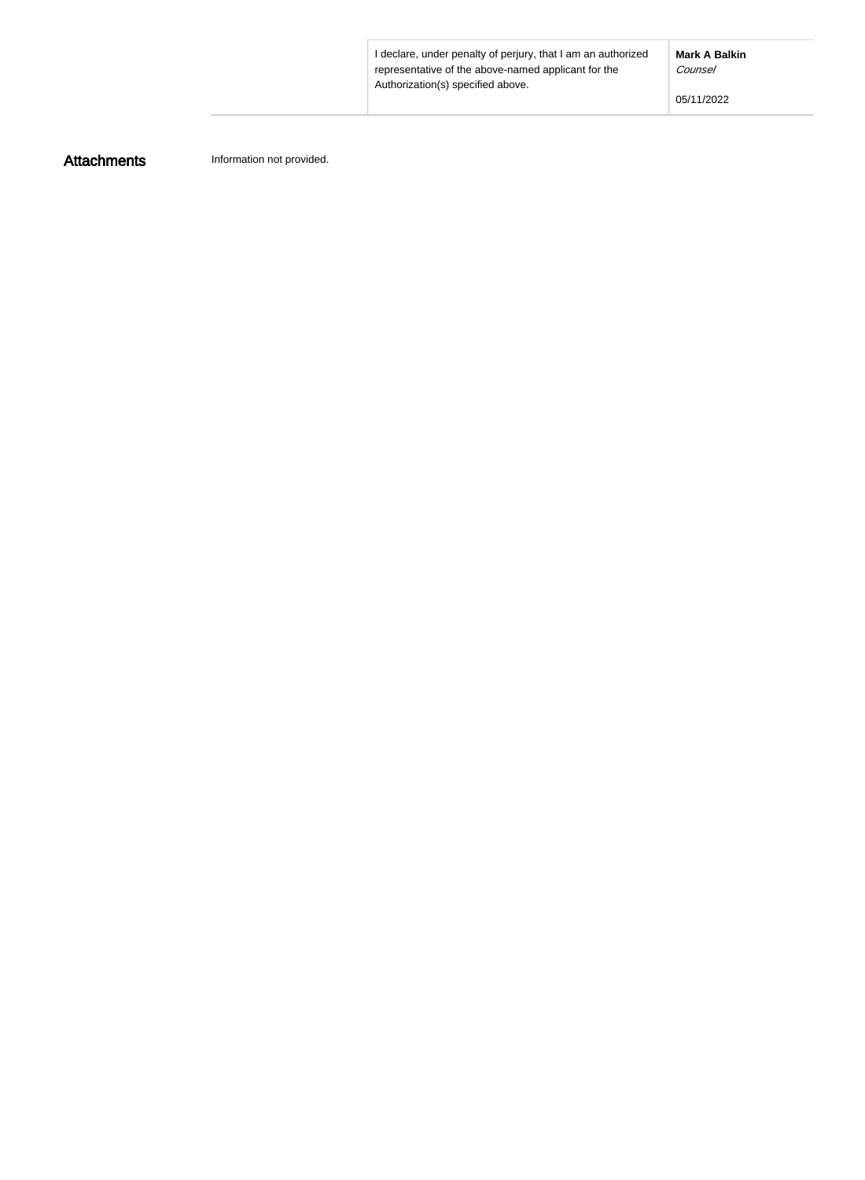| | | |
|---|---|---|
| | I declare, under penalty of perjury, that I am an authorized representative of the above-named applicant for the Authorization(s) specified above. | **Mark A Balkin**<br>*Counsel*<br><br>05/11/2022 |

## Attachments

Information not provided.